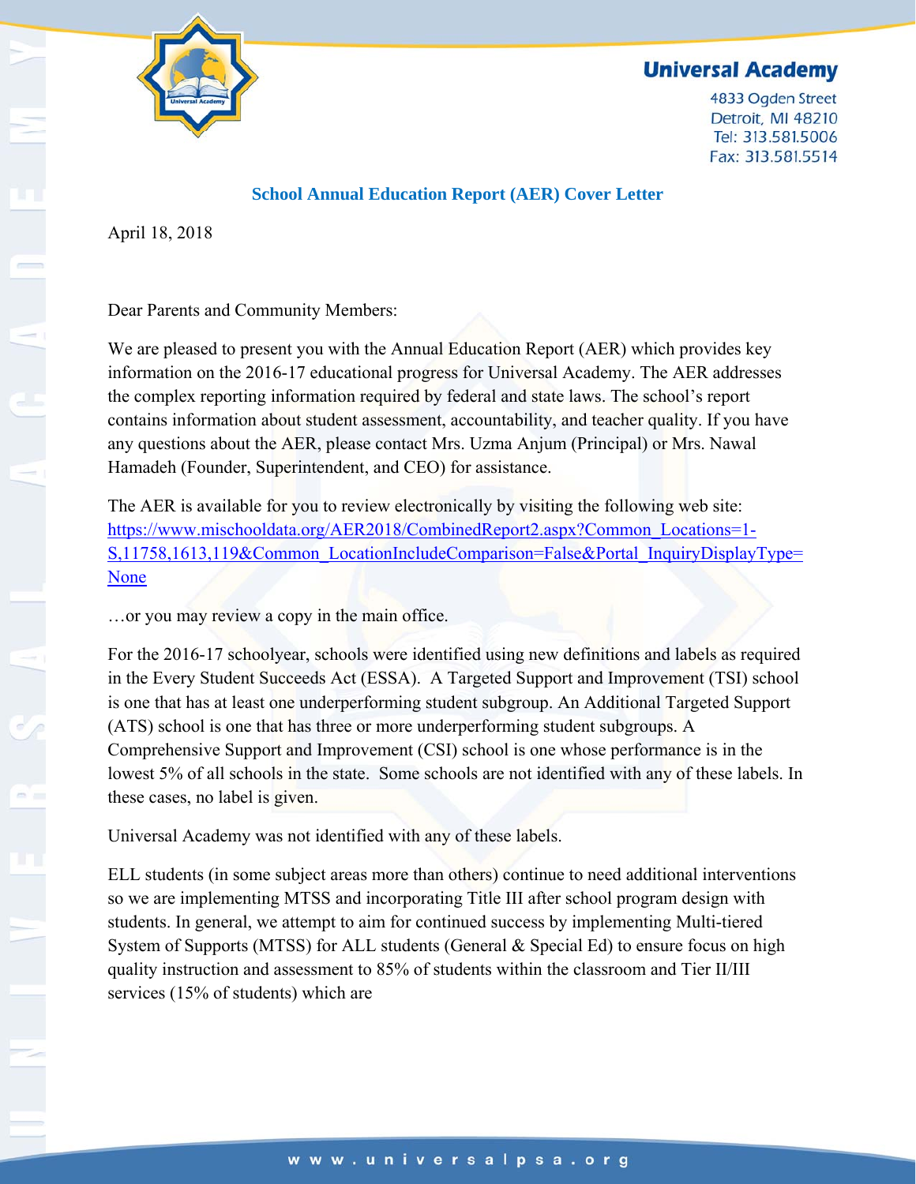**Universal Academy**

4833 Ogden Street
Detroit, MI 48210
Tel: 313.581.5006
Fax: 313.581.5514

## School Annual Education Report (AER) Cover Letter

April 18, 2018

Dear Parents and Community Members:

We are pleased to present you with the Annual Education Report (AER) which provides key information on the 2016-17 educational progress for Universal Academy. The AER addresses the complex reporting information required by federal and state laws. The school's report contains information about student assessment, accountability, and teacher quality. If you have any questions about the AER, please contact Mrs. Uzma Anjum (Principal) or Mrs. Nawal Hamadeh (Founder, Superintendent, and CEO) for assistance.

The AER is available for you to review electronically by visiting the following web site: [https://www.mischooldata.org/AER2018/CombinedReport2.aspx?Common_Locations=1-S,11758,1613,119&Common_LocationIncludeComparison=False&Portal_InquiryDisplayType=None](https://www.mischooldata.org/AER2018/CombinedReport2.aspx?Common_Locations=1-S,11758,1613,119&Common_LocationIncludeComparison=False&Portal_InquiryDisplayType=None)

…or you may review a copy in the main office.

For the 2016-17 schoolyear, schools were identified using new definitions and labels as required in the Every Student Succeeds Act (ESSA). A Targeted Support and Improvement (TSI) school is one that has at least one underperforming student subgroup. An Additional Targeted Support (ATS) school is one that has three or more underperforming student subgroups. A Comprehensive Support and Improvement (CSI) school is one whose performance is in the lowest 5% of all schools in the state. Some schools are not identified with any of these labels. In these cases, no label is given.

Universal Academy was not identified with any of these labels.

ELL students (in some subject areas more than others) continue to need additional interventions so we are implementing MTSS and incorporating Title III after school program design with students. In general, we attempt to aim for continued success by implementing Multi-tiered System of Supports (MTSS) for ALL students (General & Special Ed) to ensure focus on high quality instruction and assessment to 85% of students within the classroom and Tier II/III services (15% of students) which are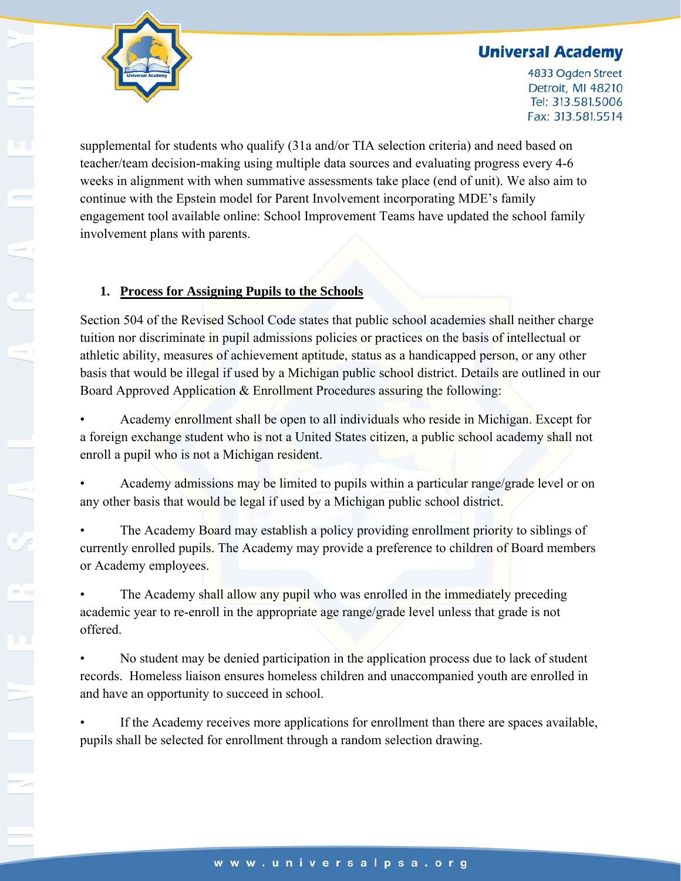supplemental for students who qualify (31a and/or TIA selection criteria) and need based on teacher/team decision-making using multiple data sources and evaluating progress every 4-6 weeks in alignment with when summative assessments take place (end of unit). We also aim to continue with the Epstein model for Parent Involvement incorporating MDE's family engagement tool available online: School Improvement Teams have updated the school family involvement plans with parents.

1. **Process for Assigning Pupils to the Schools**

Section 504 of the Revised School Code states that public school academies shall neither charge tuition nor discriminate in pupil admissions policies or practices on the basis of intellectual or athletic ability, measures of achievement aptitude, status as a handicapped person, or any other basis that would be illegal if used by a Michigan public school district. Details are outlined in our Board Approved Application & Enrollment Procedures assuring the following:

- Academy enrollment shall be open to all individuals who reside in Michigan. Except for a foreign exchange student who is not a United States citizen, a public school academy shall not enroll a pupil who is not a Michigan resident.

- Academy admissions may be limited to pupils within a particular range/grade level or on any other basis that would be legal if used by a Michigan public school district.

- The Academy Board may establish a policy providing enrollment priority to siblings of currently enrolled pupils. The Academy may provide a preference to children of Board members or Academy employees.

- The Academy shall allow any pupil who was enrolled in the immediately preceding academic year to re-enroll in the appropriate age range/grade level unless that grade is not offered.

- No student may be denied participation in the application process due to lack of student records. Homeless liaison ensures homeless children and unaccompanied youth are enrolled in and have an opportunity to succeed in school.

- If the Academy receives more applications for enrollment than there are spaces available, pupils shall be selected for enrollment through a random selection drawing.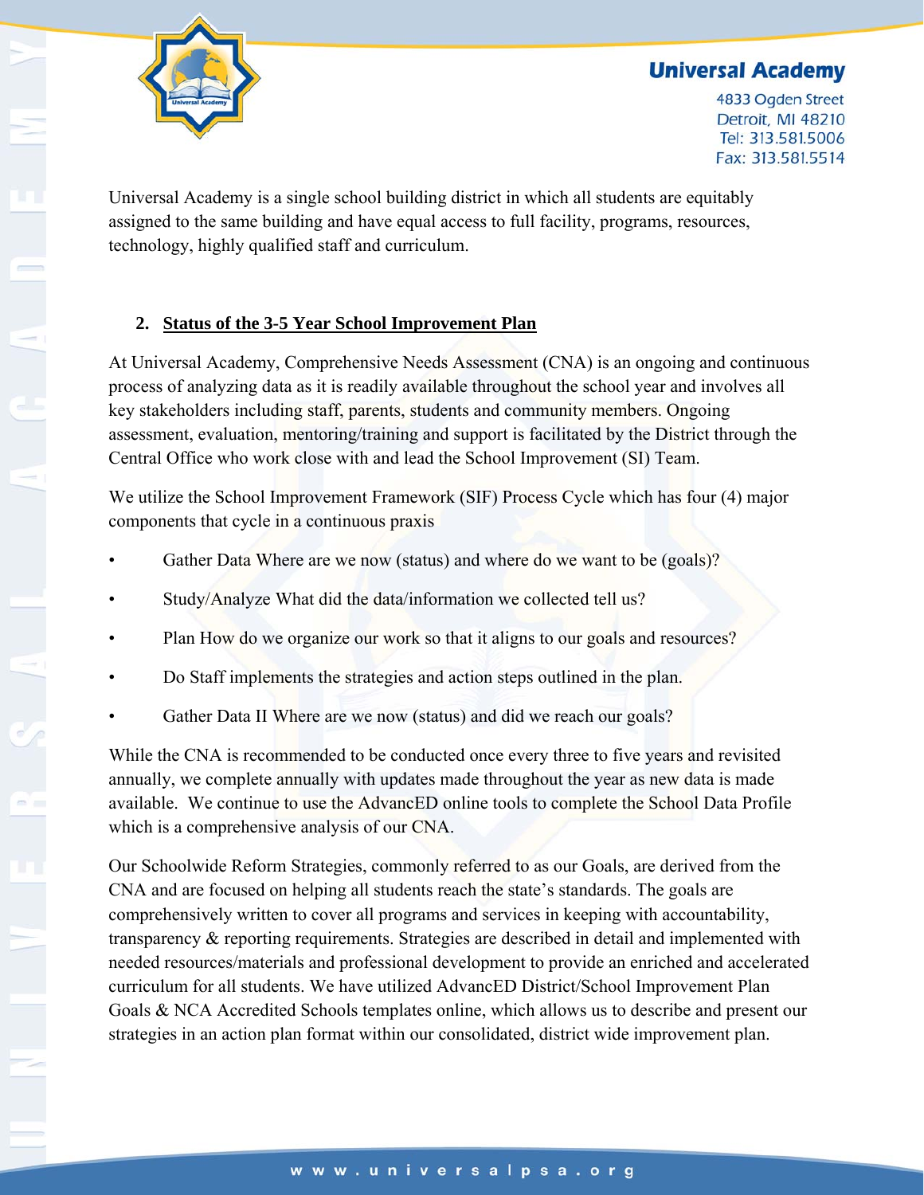Universal Academy is a single school building district in which all students are equitably assigned to the same building and have equal access to full facility, programs, resources, technology, highly qualified staff and curriculum.

## 2. Status of the 3-5 Year School Improvement Plan

At Universal Academy, Comprehensive Needs Assessment (CNA) is an ongoing and continuous process of analyzing data as it is readily available throughout the school year and involves all key stakeholders including staff, parents, students and community members. Ongoing assessment, evaluation, mentoring/training and support is facilitated by the District through the Central Office who work close with and lead the School Improvement (SI) Team.

We utilize the School Improvement Framework (SIF) Process Cycle which has four (4) major components that cycle in a continuous praxis

- Gather Data Where are we now (status) and where do we want to be (goals)?
- Study/Analyze What did the data/information we collected tell us?
- Plan How do we organize our work so that it aligns to our goals and resources?
- Do Staff implements the strategies and action steps outlined in the plan.
- Gather Data II Where are we now (status) and did we reach our goals?

While the CNA is recommended to be conducted once every three to five years and revisited annually, we complete annually with updates made throughout the year as new data is made available. We continue to use the AdvancED online tools to complete the School Data Profile which is a comprehensive analysis of our CNA.

Our Schoolwide Reform Strategies, commonly referred to as our Goals, are derived from the CNA and are focused on helping all students reach the state's standards. The goals are comprehensively written to cover all programs and services in keeping with accountability, transparency & reporting requirements. Strategies are described in detail and implemented with needed resources/materials and professional development to provide an enriched and accelerated curriculum for all students. We have utilized AdvancED District/School Improvement Plan Goals & NCA Accredited Schools templates online, which allows us to describe and present our strategies in an action plan format within our consolidated, district wide improvement plan.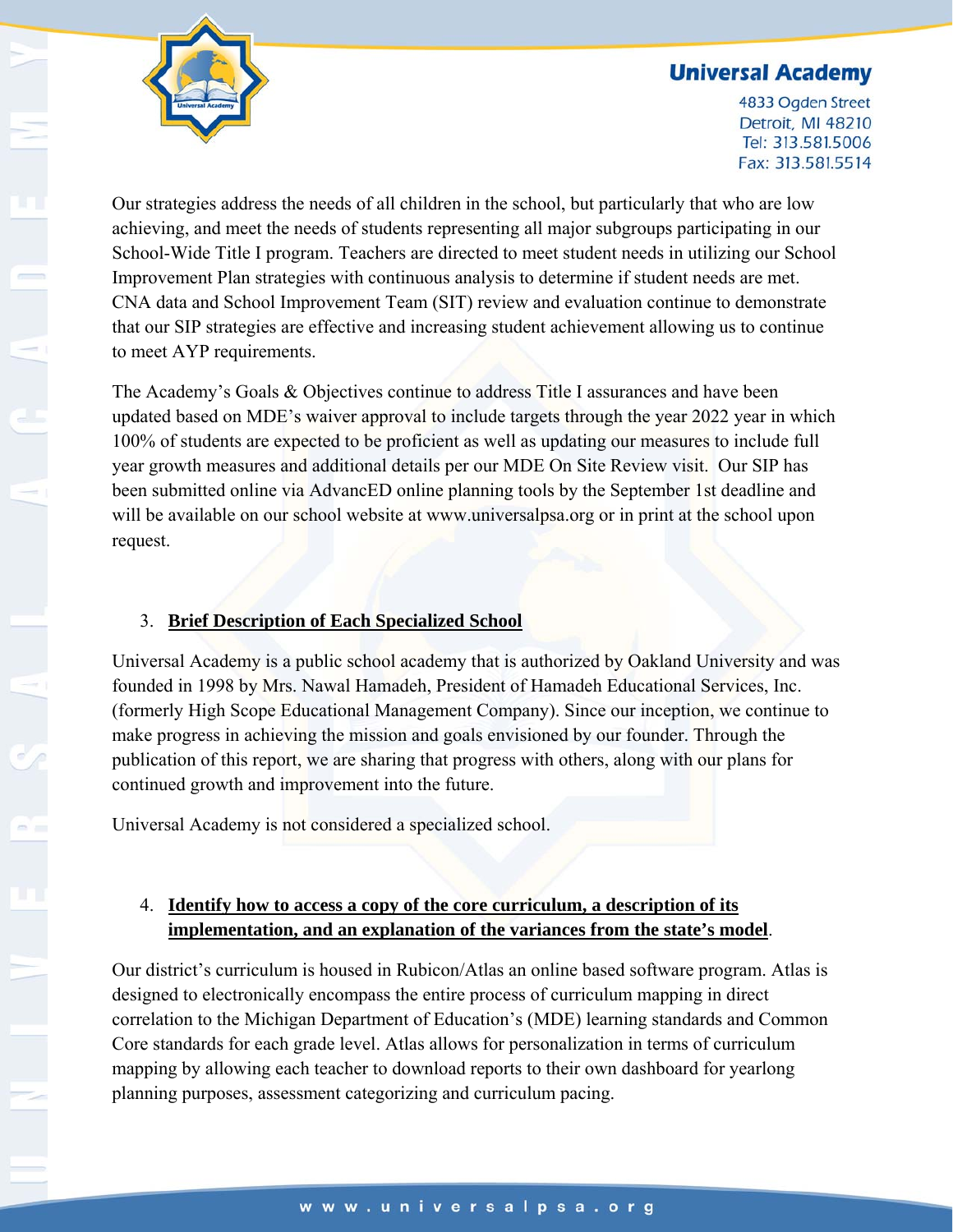Our strategies address the needs of all children in the school, but particularly that who are low achieving, and meet the needs of students representing all major subgroups participating in our School-Wide Title I program. Teachers are directed to meet student needs in utilizing our School Improvement Plan strategies with continuous analysis to determine if student needs are met. CNA data and School Improvement Team (SIT) review and evaluation continue to demonstrate that our SIP strategies are effective and increasing student achievement allowing us to continue to meet AYP requirements.

The Academy's Goals & Objectives continue to address Title I assurances and have been updated based on MDE's waiver approval to include targets through the year 2022 year in which 100% of students are expected to be proficient as well as updating our measures to include full year growth measures and additional details per our MDE On Site Review visit. Our SIP has been submitted online via AdvancED online planning tools by the September 1st deadline and will be available on our school website at www.universalpsa.org or in print at the school upon request.

3. **<u>Brief Description of Each Specialized School</u>**

Universal Academy is a public school academy that is authorized by Oakland University and was founded in 1998 by Mrs. Nawal Hamadeh, President of Hamadeh Educational Services, Inc. (formerly High Scope Educational Management Company). Since our inception, we continue to make progress in achieving the mission and goals envisioned by our founder. Through the publication of this report, we are sharing that progress with others, along with our plans for continued growth and improvement into the future.

Universal Academy is not considered a specialized school.

4. **<u>Identify how to access a copy of the core curriculum, a description of its implementation, and an explanation of the variances from the state's model</u>**.

Our district's curriculum is housed in Rubicon/Atlas an online based software program. Atlas is designed to electronically encompass the entire process of curriculum mapping in direct correlation to the Michigan Department of Education's (MDE) learning standards and Common Core standards for each grade level. Atlas allows for personalization in terms of curriculum mapping by allowing each teacher to download reports to their own dashboard for yearlong planning purposes, assessment categorizing and curriculum pacing.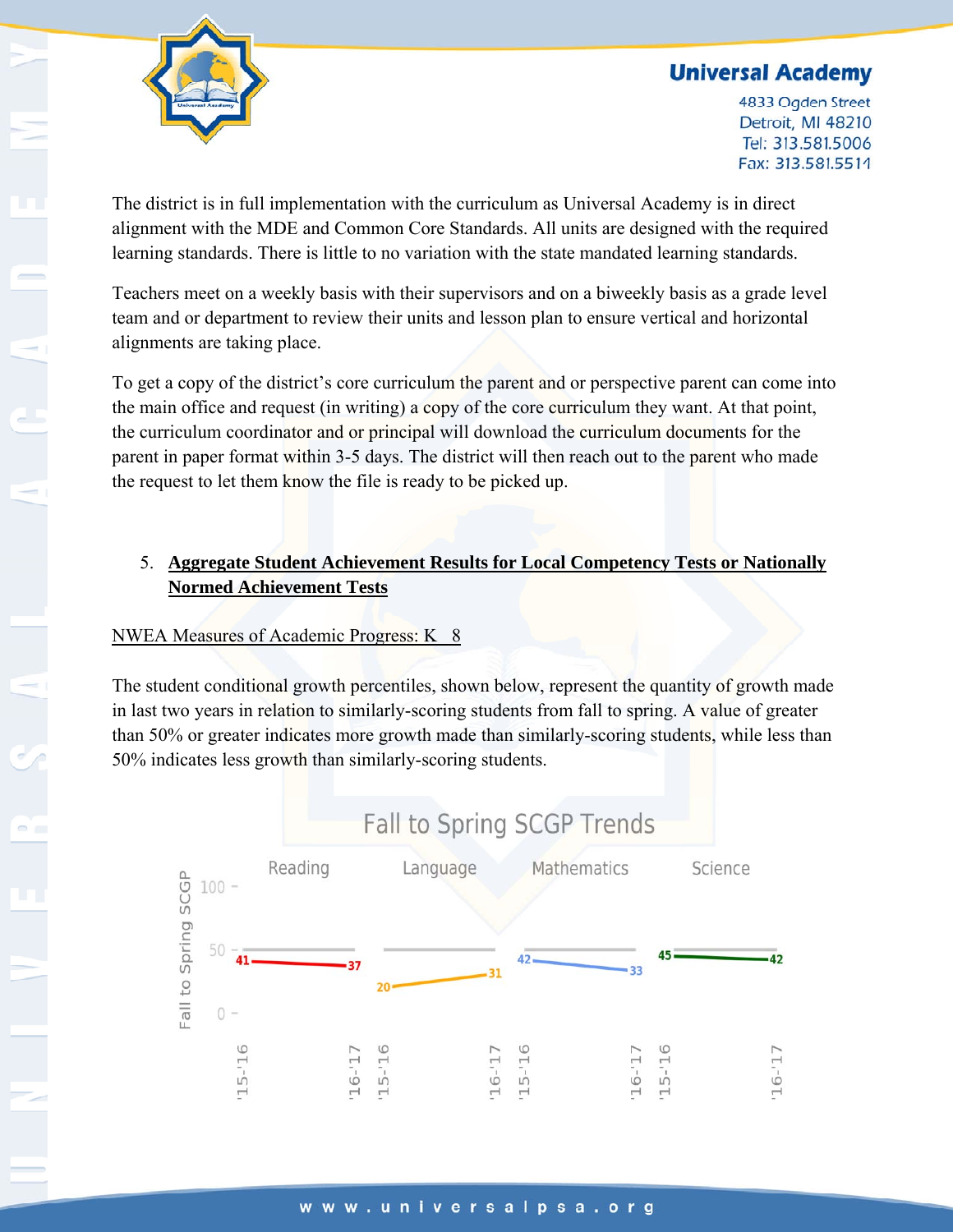The district is in full implementation with the curriculum as Universal Academy is in direct alignment with the MDE and Common Core Standards. All units are designed with the required learning standards. There is little to no variation with the state mandated learning standards.

Teachers meet on a weekly basis with their supervisors and on a biweekly basis as a grade level team and or department to review their units and lesson plan to ensure vertical and horizontal alignments are taking place.

To get a copy of the district's core curriculum the parent and or perspective parent can come into the main office and request (in writing) a copy of the core curriculum they want. At that point, the curriculum coordinator and or principal will download the curriculum documents for the parent in paper format within 3-5 days. The district will then reach out to the parent who made the request to let them know the file is ready to be picked up.

5. **Aggregate Student Achievement Results for Local Competency Tests or Nationally Normed Achievement Tests**

NWEA Measures of Academic Progress: K_8

The student conditional growth percentiles, shown below, represent the quantity of growth made in last two years in relation to similarly-scoring students from fall to spring. A value of greater than 50% or greater indicates more growth made than similarly-scoring students, while less than 50% indicates less growth than similarly-scoring students.

Fall to Spring SCGP Trends

| Subject | '15-'16 | '16-'17 |
|---|---|---|
| Reading | 41 | 37 |
| Language | 20 | 31 |
| Mathematics | 42 | 33 |
| Science | 45 | 42 |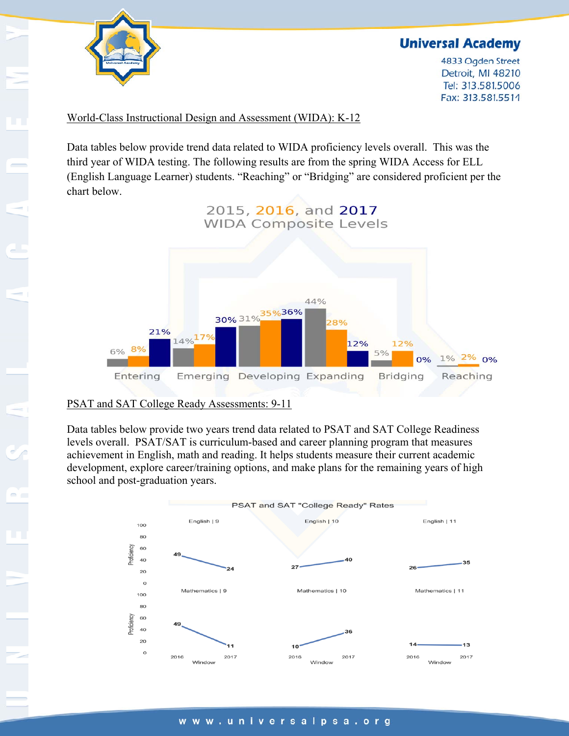## World-Class Instructional Design and Assessment (WIDA): K-12

Data tables below provide trend data related to WIDA proficiency levels overall. This was the third year of WIDA testing. The following results are from the spring WIDA Access for ELL (English Language Learner) students. "Reaching" or "Bridging" are considered proficient per the chart below.

**2015, 2016, and 2017 WIDA Composite Levels**

| Level | 2015 | 2016 | 2017 |
|---|---|---|---|
| Entering | 6% | 8% | 21% |
| Emerging | 14% | 17% | 30% |
| Developing | 31% | 35% | 36% |
| Expanding | 44% | 28% | 12% |
| Bridging | 5% | 12% | 0% |
| Reaching | 1% | 2% | 0% |

## PSAT and SAT College Ready Assessments: 9-11

Data tables below provide two years trend data related to PSAT and SAT College Readiness levels overall. PSAT/SAT is curriculum-based and career planning program that measures achievement in English, math and reading. It helps students measure their current academic development, explore career/training options, and make plans for the remaining years of high school and post-graduation years.

**PSAT and SAT "College Ready" Rates**

| Subject \| Grade | 2016 | 2017 |
|---|---|---|
| English \| 9 | 49 | 24 |
| English \| 10 | 27 | 40 |
| English \| 11 | 26 | 35 |
| Mathematics \| 9 | 49 | 11 |
| Mathematics \| 10 | 10 | 36 |
| Mathematics \| 11 | 14 | 13 |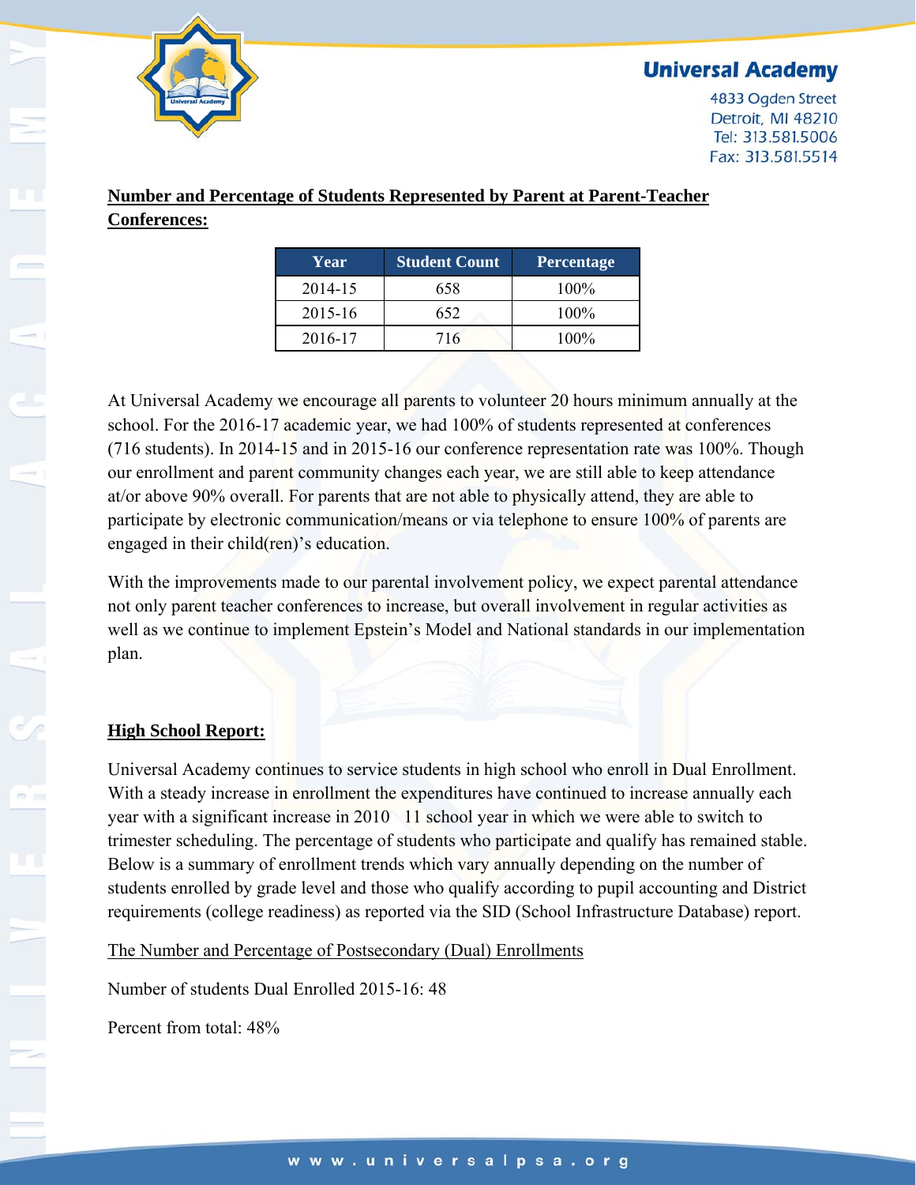**Number and Percentage of Students Represented by Parent at Parent-Teacher Conferences:**

| Year | Student Count | Percentage |
|---|---|---|
| 2014-15 | 658 | 100% |
| 2015-16 | 652 | 100% |
| 2016-17 | 716 | 100% |

At Universal Academy we encourage all parents to volunteer 20 hours minimum annually at the school. For the 2016-17 academic year, we had 100% of students represented at conferences (716 students). In 2014-15 and in 2015-16 our conference representation rate was 100%. Though our enrollment and parent community changes each year, we are still able to keep attendance at/or above 90% overall. For parents that are not able to physically attend, they are able to participate by electronic communication/means or via telephone to ensure 100% of parents are engaged in their child(ren)'s education.

With the improvements made to our parental involvement policy, we expect parental attendance not only parent teacher conferences to increase, but overall involvement in regular activities as well as we continue to implement Epstein's Model and National standards in our implementation plan.

**High School Report:**

Universal Academy continues to service students in high school who enroll in Dual Enrollment. With a steady increase in enrollment the expenditures have continued to increase annually each year with a significant increase in 2010 11 school year in which we were able to switch to trimester scheduling. The percentage of students who participate and qualify has remained stable. Below is a summary of enrollment trends which vary annually depending on the number of students enrolled by grade level and those who qualify according to pupil accounting and District requirements (college readiness) as reported via the SID (School Infrastructure Database) report.

The Number and Percentage of Postsecondary (Dual) Enrollments

Number of students Dual Enrolled 2015-16: 48

Percent from total: 48%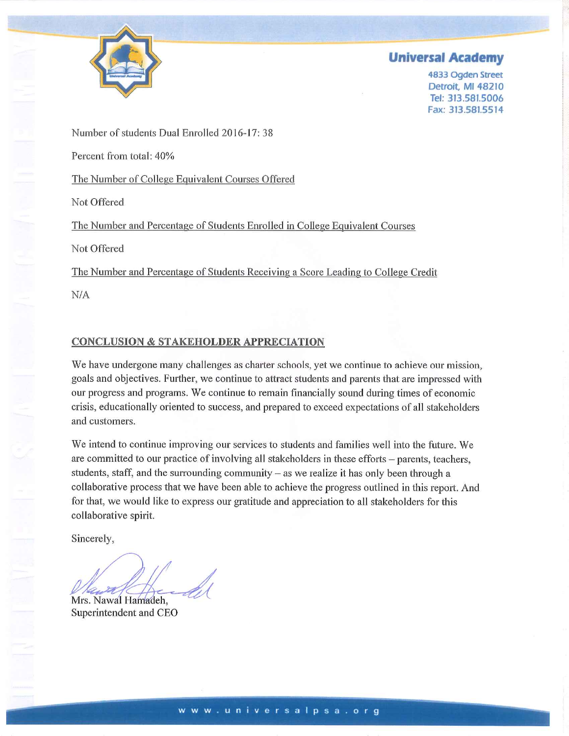**Universal Academy**

4833 Ogden Street
Detroit, MI 48210
Tel: 313.581.5006
Fax: 313.581.5514

Number of students Dual Enrolled 2016-17: 38

Percent from total: 40%

The Number of College Equivalent Courses Offered

Not Offered

The Number and Percentage of Students Enrolled in College Equivalent Courses

Not Offered

The Number and Percentage of Students Receiving a Score Leading to College Credit

N/A

## CONCLUSION & STAKEHOLDER APPRECIATION

We have undergone many challenges as charter schools, yet we continue to achieve our mission, goals and objectives. Further, we continue to attract students and parents that are impressed with our progress and programs. We continue to remain financially sound during times of economic crisis, educationally oriented to success, and prepared to exceed expectations of all stakeholders and customers.

We intend to continue improving our services to students and families well into the future. We are committed to our practice of involving all stakeholders in these efforts – parents, teachers, students, staff, and the surrounding community – as we realize it has only been through a collaborative process that we have been able to achieve the progress outlined in this report. And for that, we would like to express our gratitude and appreciation to all stakeholders for this collaborative spirit.

Sincerely,

Mrs. Nawal Hamadeh,
Superintendent and CEO

www.universalpsa.org